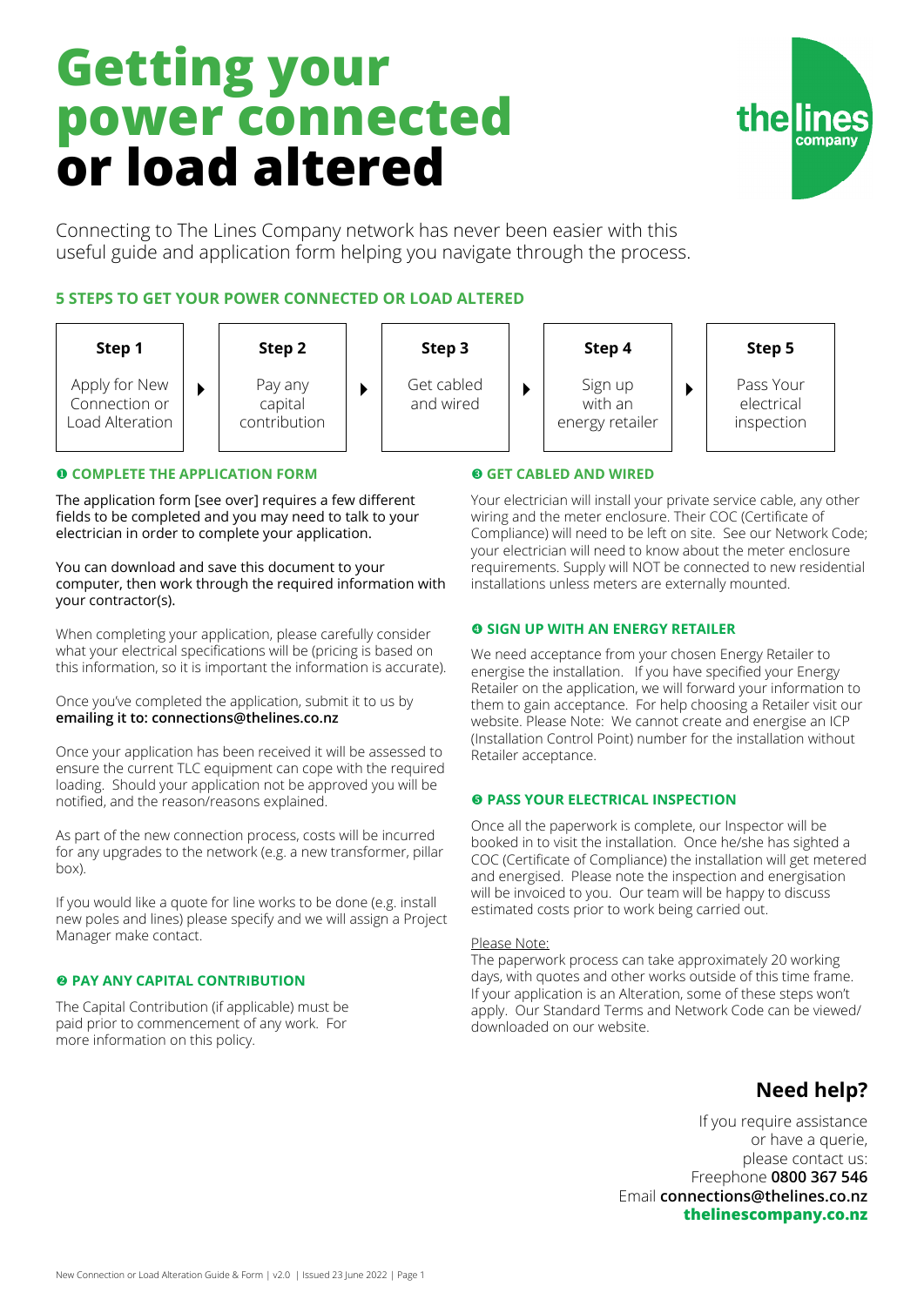# Getting your power connected or load altered

Connecting to The Lines Company network has never been easier with this useful guide and application form helping you navigate through the process.

## 5 STEPS TO GET YOUR POWER CONNECTED OR LOAD ALTERED

| Step 1 | | Step 2 | | Step 3 | | Step 4 | | Step 5 |
|---|---|---|---|---|---|---|---|---|
| Apply for New Connection or Load Alteration | ▶ | Pay any capital contribution | ▶ | Get cabled and wired | ▶ | Sign up with an energy retailer | ▶ | Pass Your electrical inspection |

### ❶ COMPLETE THE APPLICATION FORM

The application form [see over] requires a few different fields to be completed and you may need to talk to your electrician in order to complete your application.

You can download and save this document to your computer, then work through the required information with your contractor(s).

When completing your application, please carefully consider what your electrical specifications will be (pricing is based on this information, so it is important the information is accurate).

Once you've completed the application, submit it to us by **emailing it to: connections@thelines.co.nz**

Once your application has been received it will be assessed to ensure the current TLC equipment can cope with the required loading. Should your application not be approved you will be notified, and the reason/reasons explained.

As part of the new connection process, costs will be incurred for any upgrades to the network (e.g. a new transformer, pillar box).

If you would like a quote for line works to be done (e.g. install new poles and lines) please specify and we will assign a Project Manager make contact.

### ❷ PAY ANY CAPITAL CONTRIBUTION

The Capital Contribution (if applicable) must be paid prior to commencement of any work. For more information on this policy.

### ❸ GET CABLED AND WIRED

Your electrician will install your private service cable, any other wiring and the meter enclosure. Their COC (Certificate of Compliance) will need to be left on site. See our Network Code; your electrician will need to know about the meter enclosure requirements. Supply will NOT be connected to new residential installations unless meters are externally mounted.

### ❹ SIGN UP WITH AN ENERGY RETAILER

We need acceptance from your chosen Energy Retailer to energise the installation. If you have specified your Energy Retailer on the application, we will forward your information to them to gain acceptance. For help choosing a Retailer visit our website. Please Note: We cannot create and energise an ICP (Installation Control Point) number for the installation without Retailer acceptance.

### ❺ PASS YOUR ELECTRICAL INSPECTION

Once all the paperwork is complete, our Inspector will be booked in to visit the installation. Once he/she has sighted a COC (Certificate of Compliance) the installation will get metered and energised. Please note the inspection and energisation will be invoiced to you. Our team will be happy to discuss estimated costs prior to work being carried out.

Please Note:
The paperwork process can take approximately 20 working days, with quotes and other works outside of this time frame. If your application is an Alteration, some of these steps won't apply. Our Standard Terms and Network Code can be viewed/downloaded on our website.

## Need help?

If you require assistance or have a querie, please contact us:
Freephone **0800 367 546**
Email **connections@thelines.co.nz**
**thelinescompany.co.nz**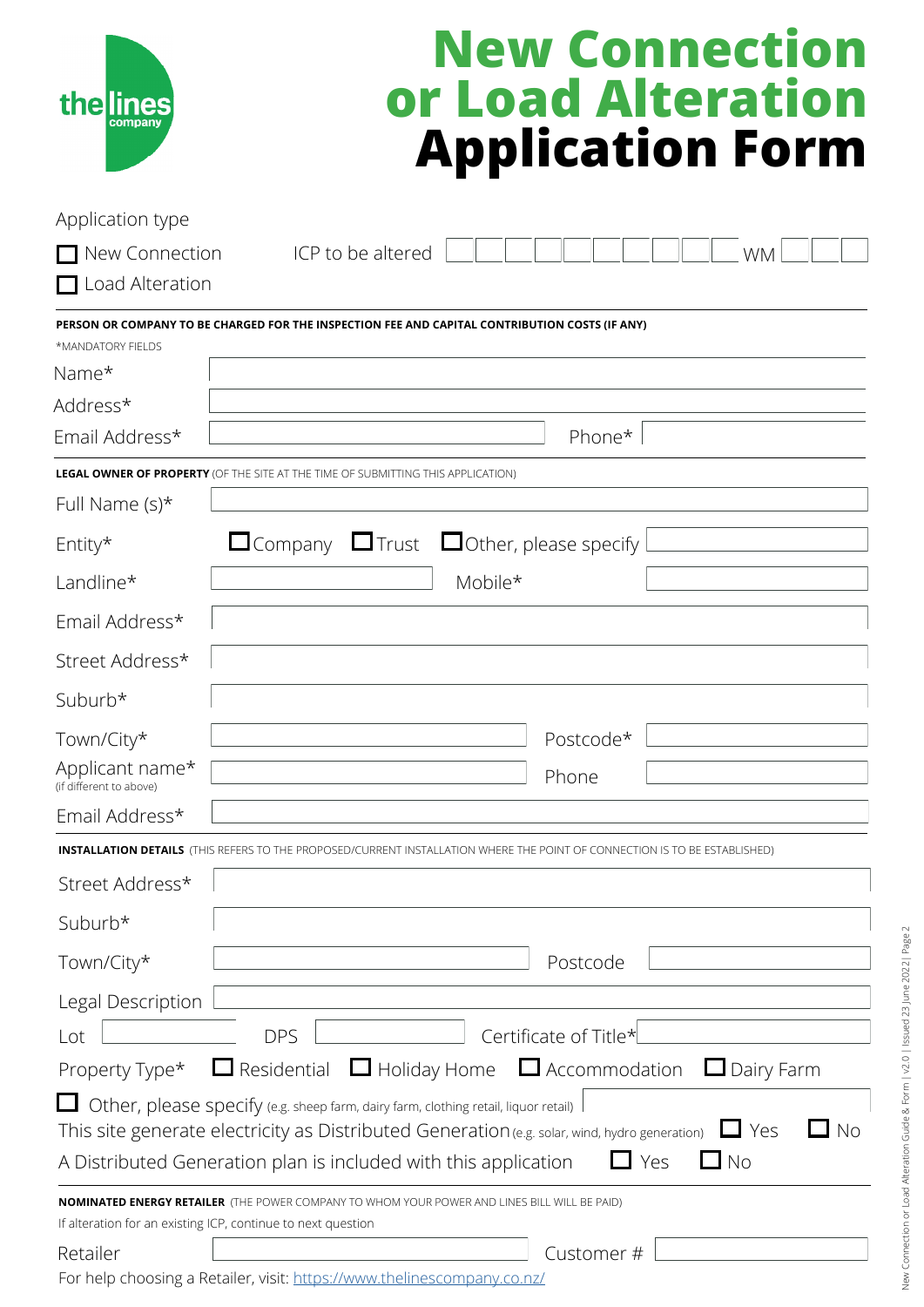# New Connection or Load Alteration Application Form

Application type

☐ New Connection ICP to be altered ___ WM ___

☐ Load Alteration

**PERSON OR COMPANY TO BE CHARGED FOR THE INSPECTION FEE AND CAPITAL CONTRIBUTION COSTS (IF ANY)**

*MANDATORY FIELDS

Name*

Address*

Email Address* Phone*

**LEGAL OWNER OF PROPERTY** (OF THE SITE AT THE TIME OF SUBMITTING THIS APPLICATION)

Full Name (s)*

Entity* ☐ Company ☐ Trust ☐ Other, please specify

Landline* Mobile*

Email Address*

Street Address*

Suburb*

Town/City* Postcode*

Applicant name* (if different to above) Phone

Email Address*

**INSTALLATION DETAILS** (THIS REFERS TO THE PROPOSED/CURRENT INSTALLATION WHERE THE POINT OF CONNECTION IS TO BE ESTABLISHED)

Street Address*

Suburb*

Town/City* Postcode

Legal Description

Lot DPS Certificate of Title*

Property Type* ☐ Residential ☐ Holiday Home ☐ Accommodation ☐ Dairy Farm

☐ Other, please specify (e.g. sheep farm, dairy farm, clothing retail, liquor retail)

This site generate electricity as Distributed Generation (e.g. solar, wind, hydro generation) ☐ Yes ☐ No

A Distributed Generation plan is included with this application ☐ Yes ☐ No

**NOMINATED ENERGY RETAILER** (THE POWER COMPANY TO WHOM YOUR POWER AND LINES BILL WILL BE PAID)

If alteration for an existing ICP, continue to next question

Retailer Customer #

For help choosing a Retailer, visit: https://www.thelinescompany.co.nz/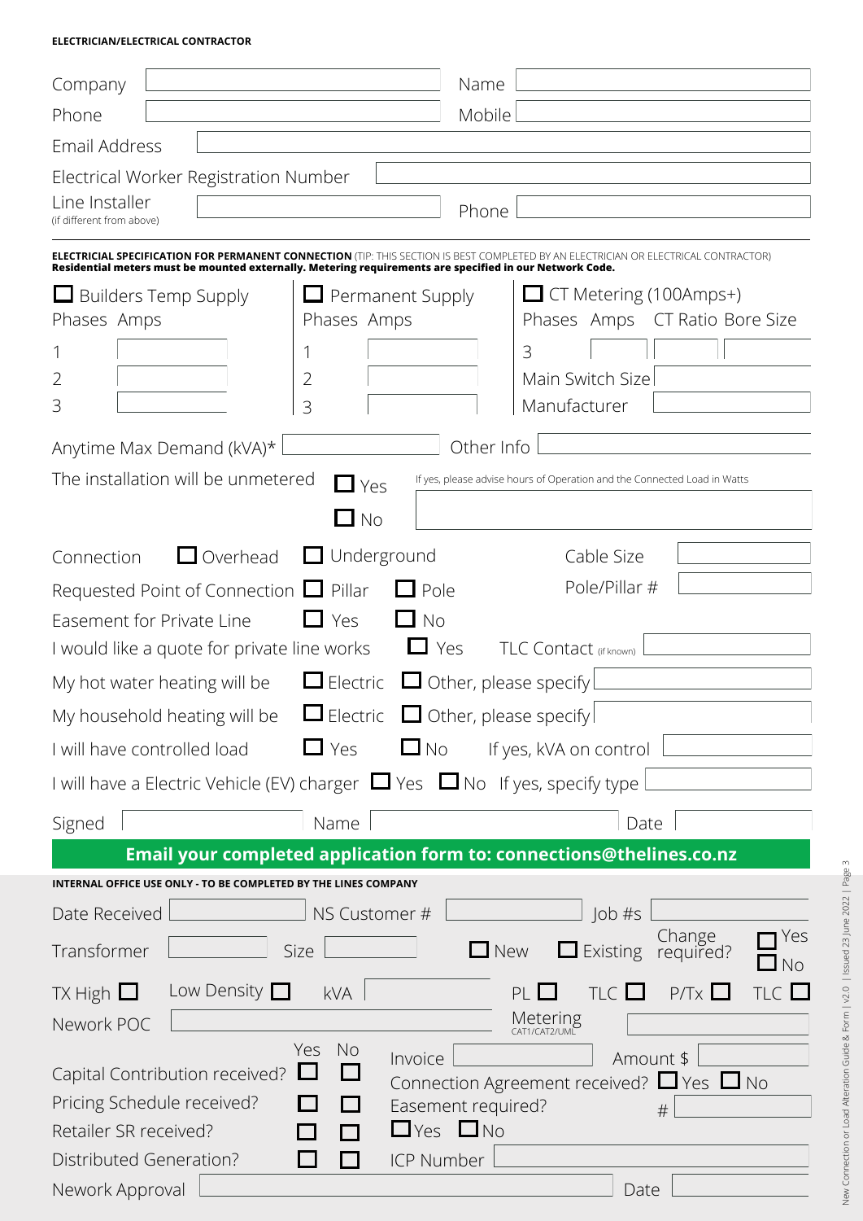**ELECTRICIAN/ELECTRICAL CONTRACTOR**

Company ____________________ Name ____________________

Phone ____________________ Mobile ____________________

Email Address ____________________

Electrical Worker Registration Number ____________________

Line Installer (if different from above) ____________________ Phone ____________________

**ELECTRICIAL SPECIFICATION FOR PERMANENT CONNECTION** (TIP: THIS SECTION IS BEST COMPLETED BY AN ELECTRICIAN OR ELECTRICAL CONTRACTOR)
**Residential meters must be mounted externally. Metering requirements are specified in our Network Code.**

| ☐ Builders Temp Supply | | ☐ Permanent Supply | | ☐ CT Metering (100Amps+) | | | |
|---|---|---|---|---|---|---|---|
| Phases | Amps | Phases | Amps | Phases | Amps | CT Ratio | Bore Size |
| 1 | | 1 | | 3 | | | |
| 2 | | 2 | | Main Switch Size | | | |
| 3 | | 3 | | Manufacturer | | | |

Anytime Max Demand (kVA)* ____________________ Other Info ____________________

The installation will be unmetered ☐ Yes ☐ No

If yes, please advise hours of Operation and the Connected Load in Watts ____________________

Connection ☐ Overhead ☐ Underground Cable Size ____________________

Requested Point of Connection ☐ Pillar ☐ Pole Pole/Pillar # ____________________

Easement for Private Line ☐ Yes ☐ No

I would like a quote for private line works ☐ Yes TLC Contact (if known) ____________________

My hot water heating will be ☐ Electric ☐ Other, please specify ____________________

My household heating will be ☐ Electric ☐ Other, please specify ____________________

I will have controlled load ☐ Yes ☐ No If yes, kVA on control ____________________

I will have a Electric Vehicle (EV) charger ☐ Yes ☐ No If yes, specify type ____________________

Signed ____________________ Name ____________________ Date ____________________

**Email your completed application form to: connections@thelines.co.nz**

**INTERNAL OFFICE USE ONLY - TO BE COMPLETED BY THE LINES COMPANY**

Date Received ____________________ NS Customer # ____________________ Job #s ____________________

Transformer ____________________ Size ____________________ ☐ New ☐ Existing Change required? ☐ Yes ☐ No

TX High ☐ Low Density ☐ kVA ____________________ PL ☐ TLC ☐ P/Tx ☐ TLC ☐

Nework POC ____________________ Metering CAT1/CAT2/UML ____________________

| | Yes | No |
|---|---|---|
| Capital Contribution received? | ☐ | ☐ |
| Pricing Schedule received? | ☐ | ☐ |
| Retailer SR received? | ☐ | ☐ |
| Distributed Generation? | ☐ | ☐ |

Invoice ____________________ Amount $ ____________________

Connection Agreement received? ☐ Yes ☐ No

Easement required? ☐ Yes ☐ No # ____________________

ICP Number ____________________

Nework Approval ____________________ Date ____________________